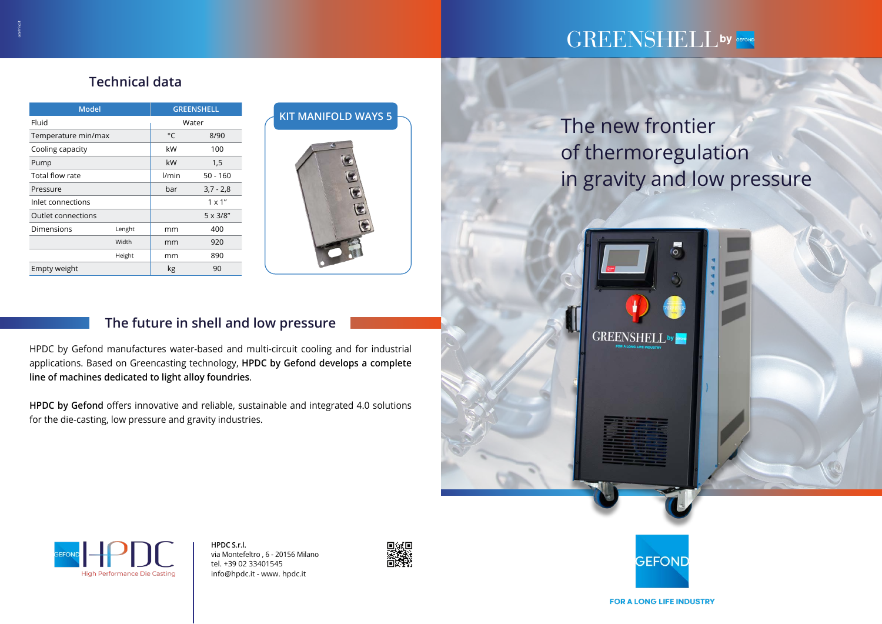## Technical data

| Model | | GREENSHELL | |
|---|---|---|---|
| Fluid | | Water | |
| Temperature min/max | | °C | 8/90 |
| Cooling capacity | | kW | 100 |
| Pump | | kW | 1,5 |
| Total flow rate | | l/min | 50 - 160 |
| Pressure | | bar | 3,7 - 2,8 |
| Inlet connections | | | 1 x 1" |
| Outlet connections | | | 5 x 3/8" |
| Dimensions | Lenght | mm | 400 |
| | Width | mm | 920 |
| | Height | mm | 890 |
| Empty weight | | kg | 90 |

### KIT MANIFOLD WAYS 5

## The future in shell and low pressure

HPDC by Gefond manufactures water-based and multi-circuit cooling and for industrial applications. Based on Greencasting technology, **HPDC by Gefond develops a complete line of machines dedicated to light alloy foundries**.

**HPDC by Gefond** offers innovative and reliable, sustainable and integrated 4.0 solutions for the die-casting, low pressure and gravity industries.

GEFOND HPDC High Performance Die Casting

**HPDC S.r.l.**
via Montefeltro , 6 - 20156 Milano
tel. +39 02 33401545
info@hpdc.it - www. hpdc.it

# GREENSHELL by GEFOND

## The new frontier of thermoregulation in gravity and low pressure

GEFOND

FOR A LONG LIFE INDUSTRY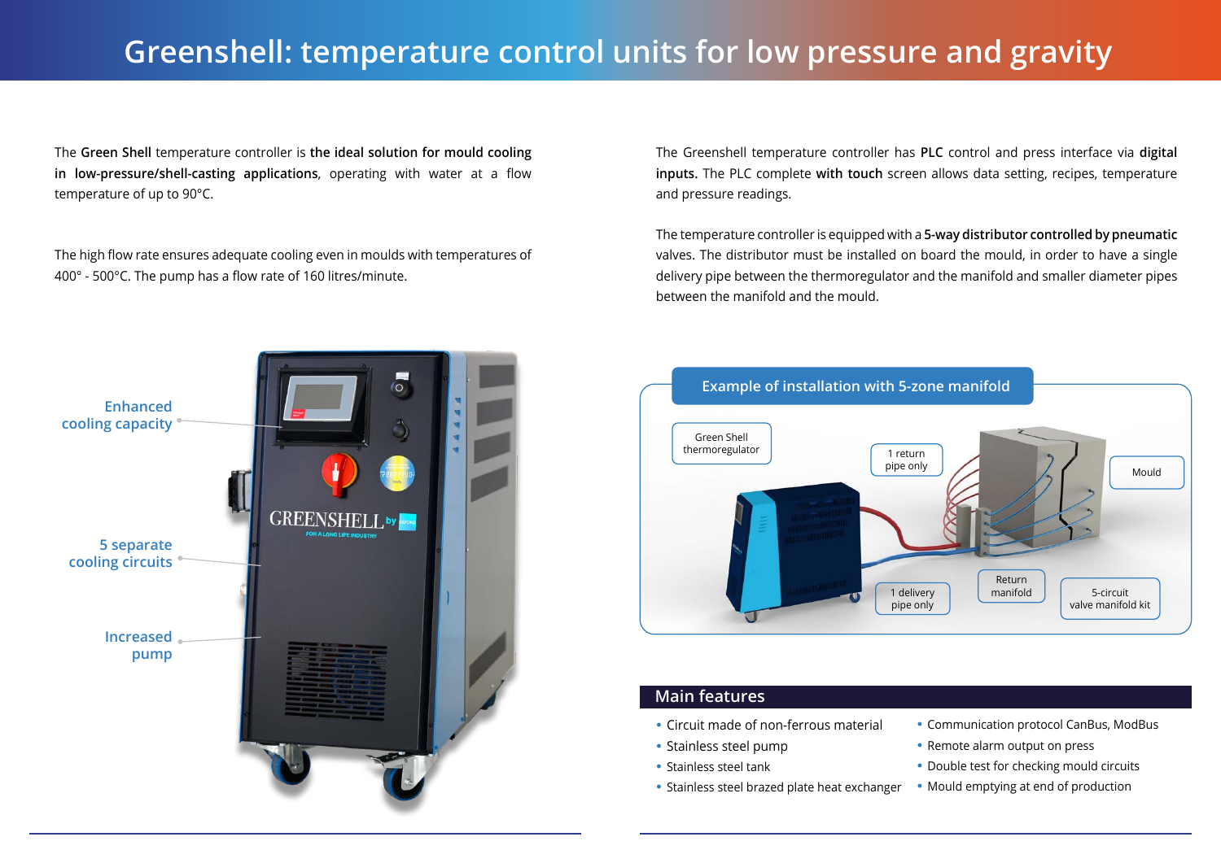# Greenshell: temperature control units for low pressure and gravity

The **Green Shell** temperature controller is **the ideal solution for mould cooling in low-pressure/shell-casting applications**, operating with water at a flow temperature of up to 90°C.

The high flow rate ensures adequate cooling even in moulds with temperatures of 400° - 500°C. The pump has a flow rate of 160 litres/minute.

Enhanced cooling capacity

5 separate cooling circuits

Increased pump

The Greenshell temperature controller has **PLC** control and press interface via **digital inputs.** The PLC complete **with touch** screen allows data setting, recipes, temperature and pressure readings.

The temperature controller is equipped with a **5-way distributor controlled by pneumatic** valves. The distributor must be installed on board the mould, in order to have a single delivery pipe between the thermoregulator and the manifold and smaller diameter pipes between the manifold and the mould.

**Example of installation with 5-zone manifold**

Green Shell thermoregulator

1 return pipe only

Mould

1 delivery pipe only

Return manifold

5-circuit valve manifold kit

## Main features

- Circuit made of non-ferrous material
- Stainless steel pump
- Stainless steel tank
- Stainless steel brazed plate heat exchanger
- Communication protocol CanBus, ModBus
- Remote alarm output on press
- Double test for checking mould circuits
- Mould emptying at end of production